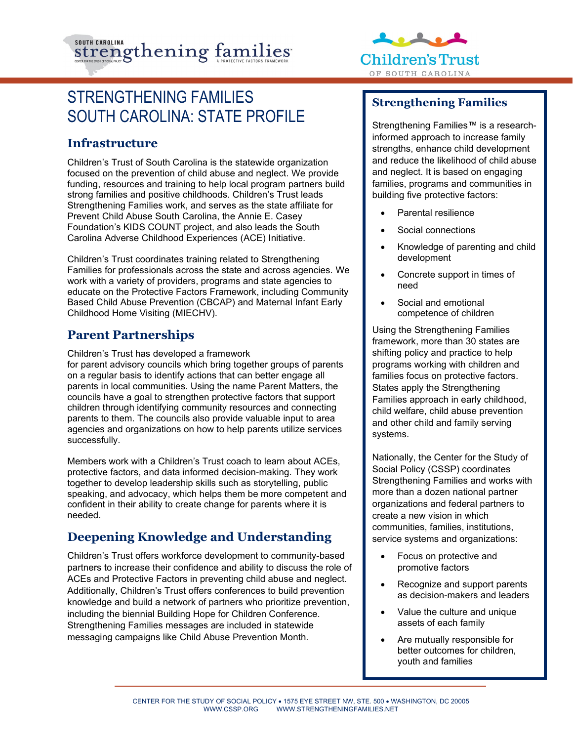# STRENGTHENING FAMILIES SOUTH CAROLINA: STATE PROFILE

## Infrastructure

Children's Trust of South Carolina is the statewide organization focused on the prevention of child abuse and neglect. We provide funding, resources and training to help local program partners build strong families and positive childhoods. Children's Trust leads Strengthening Families work, and serves as the state affiliate for Prevent Child Abuse South Carolina, the Annie E. Casey Foundation's KIDS COUNT project, and also leads the South Carolina Adverse Childhood Experiences (ACE) Initiative.

Children's Trust coordinates training related to Strengthening Families for professionals across the state and across agencies. We work with a variety of providers, programs and state agencies to educate on the Protective Factors Framework, including Community Based Child Abuse Prevention (CBCAP) and Maternal Infant Early Childhood Home Visiting (MIECHV).

## Parent Partnerships

Children's Trust has developed a framework for parent advisory councils which bring together groups of parents on a regular basis to identify actions that can better engage all parents in local communities. Using the name Parent Matters, the councils have a goal to strengthen protective factors that support children through identifying community resources and connecting parents to them. The councils also provide valuable input to area agencies and organizations on how to help parents utilize services successfully.

Members work with a Children's Trust coach to learn about ACEs, protective factors, and data informed decision-making. They work together to develop leadership skills such as storytelling, public speaking, and advocacy, which helps them be more competent and confident in their ability to create change for parents where it is needed.

## Deepening Knowledge and Understanding

Children's Trust offers workforce development to community-based partners to increase their confidence and ability to discuss the role of ACEs and Protective Factors in preventing child abuse and neglect. Additionally, Children's Trust offers conferences to build prevention knowledge and build a network of partners who prioritize prevention, including the biennial Building Hope for Children Conference. Strengthening Families messages are included in statewide messaging campaigns like Child Abuse Prevention Month.

## Strengthening Families

Strengthening Families™ is a research-informed approach to increase family strengths, enhance child development and reduce the likelihood of child abuse and neglect. It is based on engaging families, programs and communities in building five protective factors:

- Parental resilience
- Social connections
- Knowledge of parenting and child development
- Concrete support in times of need
- Social and emotional competence of children

Using the Strengthening Families framework, more than 30 states are shifting policy and practice to help programs working with children and families focus on protective factors. States apply the Strengthening Families approach in early childhood, child welfare, child abuse prevention and other child and family serving systems.

Nationally, the Center for the Study of Social Policy (CSSP) coordinates Strengthening Families and works with more than a dozen national partner organizations and federal partners to create a new vision in which communities, families, institutions, service systems and organizations:

- Focus on protective and promotive factors
- Recognize and support parents as decision-makers and leaders
- Value the culture and unique assets of each family
- Are mutually responsible for better outcomes for children, youth and families

CENTER FOR THE STUDY OF SOCIAL POLICY • 1575 EYE STREET NW, STE. 500 • WASHINGTON, DC 20005
WWW.CSSP.ORG WWW.STRENGTHENINGFAMILIES.NET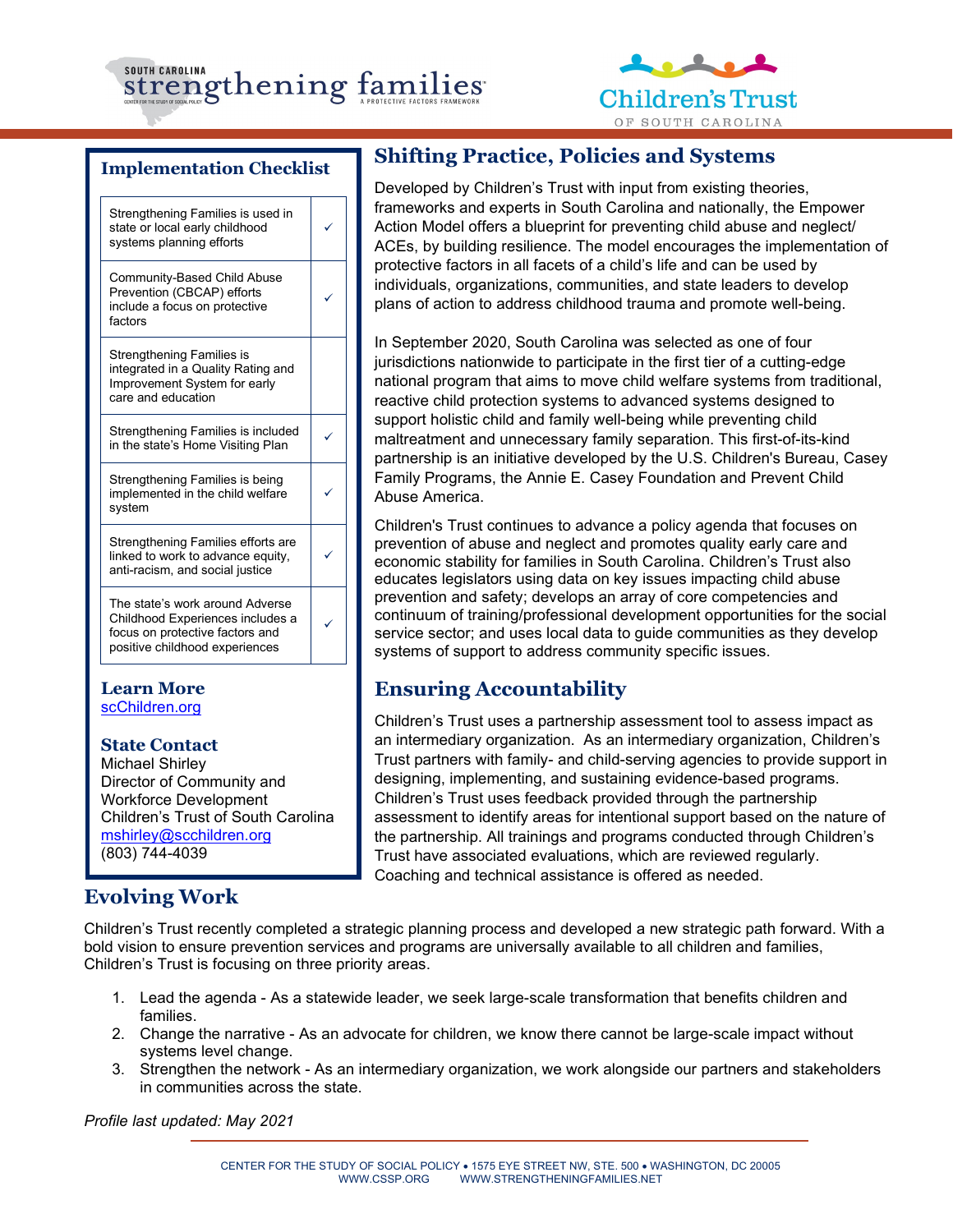## Implementation Checklist

| | |
|---|---|
| Strengthening Families is used in state or local early childhood systems planning efforts | ✓ |
| Community-Based Child Abuse Prevention (CBCAP) efforts include a focus on protective factors | ✓ |
| Strengthening Families is integrated in a Quality Rating and Improvement System for early care and education | |
| Strengthening Families is included in the state's Home Visiting Plan | ✓ |
| Strengthening Families is being implemented in the child welfare system | ✓ |
| Strengthening Families efforts are linked to work to advance equity, anti-racism, and social justice | ✓ |
| The state's work around Adverse Childhood Experiences includes a focus on protective factors and positive childhood experiences | ✓ |

### Learn More

scChildren.org

### State Contact

Michael Shirley
Director of Community and Workforce Development
Children's Trust of South Carolina
mshirley@scchildren.org
(803) 744-4039

## Shifting Practice, Policies and Systems

Developed by Children's Trust with input from existing theories, frameworks and experts in South Carolina and nationally, the Empower Action Model offers a blueprint for preventing child abuse and neglect/ ACEs, by building resilience. The model encourages the implementation of protective factors in all facets of a child's life and can be used by individuals, organizations, communities, and state leaders to develop plans of action to address childhood trauma and promote well-being.

In September 2020, South Carolina was selected as one of four jurisdictions nationwide to participate in the first tier of a cutting-edge national program that aims to move child welfare systems from traditional, reactive child protection systems to advanced systems designed to support holistic child and family well-being while preventing child maltreatment and unnecessary family separation. This first-of-its-kind partnership is an initiative developed by the U.S. Children's Bureau, Casey Family Programs, the Annie E. Casey Foundation and Prevent Child Abuse America.

Children's Trust continues to advance a policy agenda that focuses on prevention of abuse and neglect and promotes quality early care and economic stability for families in South Carolina. Children's Trust also educates legislators using data on key issues impacting child abuse prevention and safety; develops an array of core competencies and continuum of training/professional development opportunities for the social service sector; and uses local data to guide communities as they develop systems of support to address community specific issues.

## Ensuring Accountability

Children's Trust uses a partnership assessment tool to assess impact as an intermediary organization. As an intermediary organization, Children's Trust partners with family- and child-serving agencies to provide support in designing, implementing, and sustaining evidence-based programs. Children's Trust uses feedback provided through the partnership assessment to identify areas for intentional support based on the nature of the partnership. All trainings and programs conducted through Children's Trust have associated evaluations, which are reviewed regularly. Coaching and technical assistance is offered as needed.

## Evolving Work

Children's Trust recently completed a strategic planning process and developed a new strategic path forward. With a bold vision to ensure prevention services and programs are universally available to all children and families, Children's Trust is focusing on three priority areas.

1. Lead the agenda - As a statewide leader, we seek large-scale transformation that benefits children and families.
2. Change the narrative - As an advocate for children, we know there cannot be large-scale impact without systems level change.
3. Strengthen the network - As an intermediary organization, we work alongside our partners and stakeholders in communities across the state.

*Profile last updated: May 2021*

CENTER FOR THE STUDY OF SOCIAL POLICY • 1575 EYE STREET NW, STE. 500 • WASHINGTON, DC 20005
WWW.CSSP.ORG WWW.STRENGTHENINGFAMILIES.NET